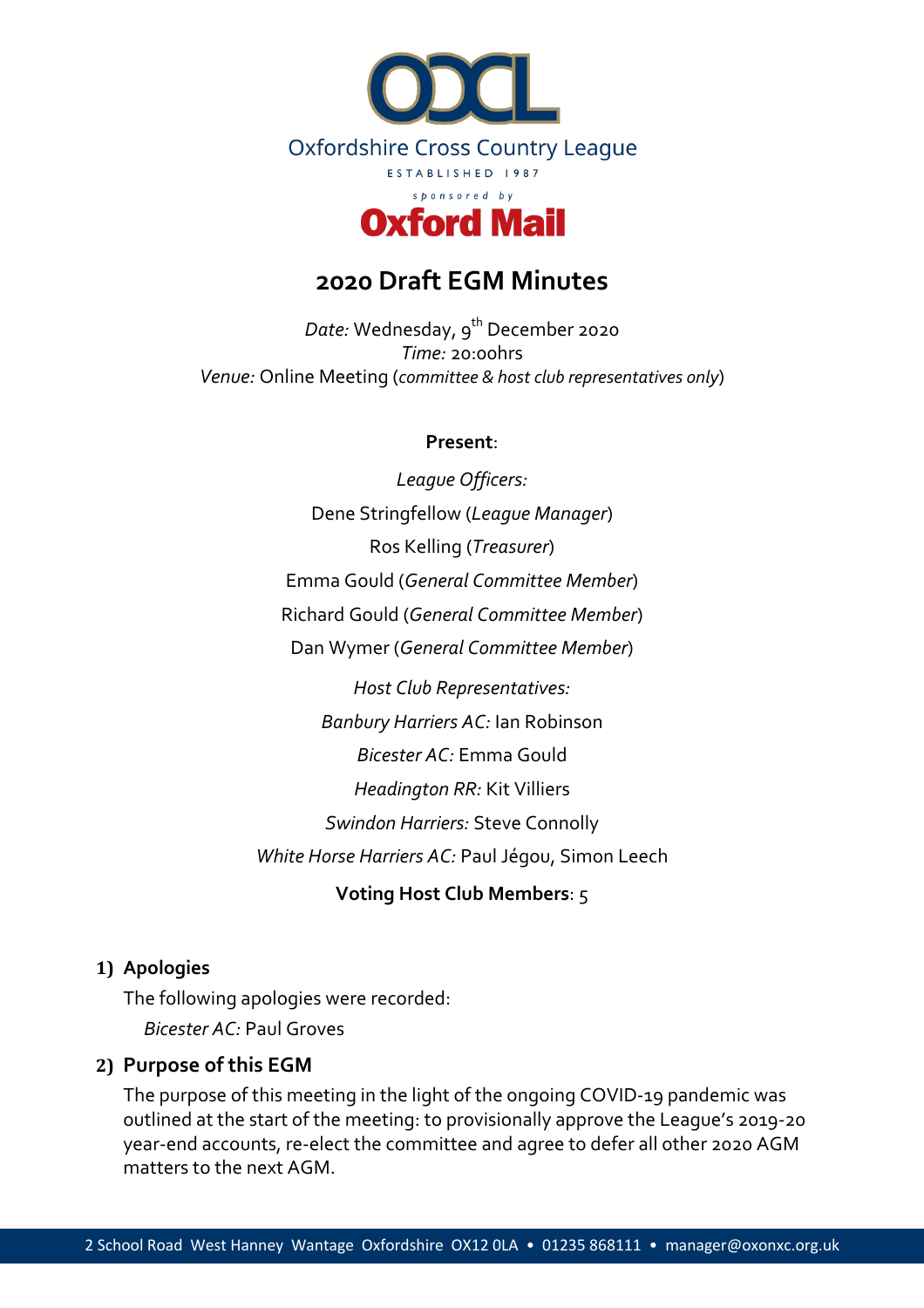Oxfordshire Cross Country League

ESTABLISHED 1987

*sponsored by*

**Oxford Mail**

# 2020 Draft EGM Minutes

*Date:* Wednesday, 9th December 2020
*Time:* 20:00hrs
*Venue:* Online Meeting (*committee & host club representatives only*)

**Present**:

*League Officers:*

Dene Stringfellow (*League Manager*)

Ros Kelling (*Treasurer*)

Emma Gould (*General Committee Member*)

Richard Gould (*General Committee Member*)

Dan Wymer (*General Committee Member*)

*Host Club Representatives:*

*Banbury Harriers AC:* Ian Robinson

*Bicester AC:* Emma Gould

*Headington RR:* Kit Villiers

*Swindon Harriers:* Steve Connolly

*White Horse Harriers AC:* Paul Jégou, Simon Leech

**Voting Host Club Members**: 5

## 1) Apologies

The following apologies were recorded:

*Bicester AC:* Paul Groves

## 2) Purpose of this EGM

The purpose of this meeting in the light of the ongoing COVID-19 pandemic was outlined at the start of the meeting: to provisionally approve the League's 2019-20 year-end accounts, re-elect the committee and agree to defer all other 2020 AGM matters to the next AGM.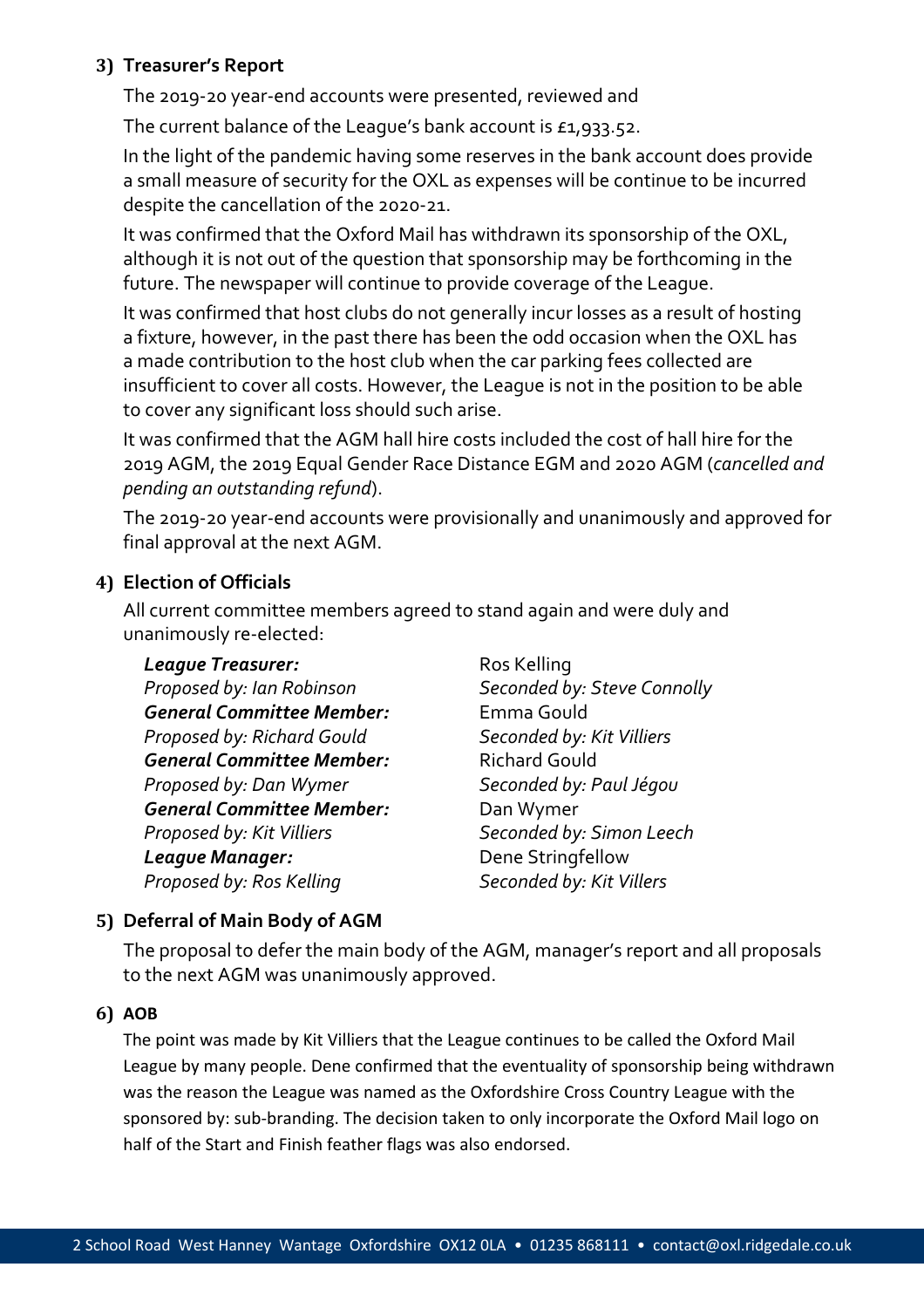### 3) Treasurer's Report

The 2019-20 year-end accounts were presented, reviewed and

The current balance of the League's bank account is £1,933.52.

In the light of the pandemic having some reserves in the bank account does provide a small measure of security for the OXL as expenses will be continue to be incurred despite the cancellation of the 2020-21.

It was confirmed that the Oxford Mail has withdrawn its sponsorship of the OXL, although it is not out of the question that sponsorship may be forthcoming in the future. The newspaper will continue to provide coverage of the League.

It was confirmed that host clubs do not generally incur losses as a result of hosting a fixture, however, in the past there has been the odd occasion when the OXL has a made contribution to the host club when the car parking fees collected are insufficient to cover all costs. However, the League is not in the position to be able to cover any significant loss should such arise.

It was confirmed that the AGM hall hire costs included the cost of hall hire for the 2019 AGM, the 2019 Equal Gender Race Distance EGM and 2020 AGM (*cancelled and pending an outstanding refund*).

The 2019-20 year-end accounts were provisionally and unanimously and approved for final approval at the next AGM.

### 4) Election of Officials

All current committee members agreed to stand again and were duly and unanimously re-elected:

***League Treasurer:*** Ros Kelling
*Proposed by: Ian Robinson* — *Seconded by: Steve Connolly*

***General Committee Member:*** Emma Gould
*Proposed by: Richard Gould* — *Seconded by: Kit Villiers*

***General Committee Member:*** Richard Gould
*Proposed by: Dan Wymer* — *Seconded by: Paul Jégou*

***General Committee Member:*** Dan Wymer
*Proposed by: Kit Villiers* — *Seconded by: Simon Leech*

***League Manager:*** Dene Stringfellow
*Proposed by: Ros Kelling* — *Seconded by: Kit Villers*

### 5) Deferral of Main Body of AGM

The proposal to defer the main body of the AGM, manager's report and all proposals to the next AGM was unanimously approved.

### 6) AOB

The point was made by Kit Villiers that the League continues to be called the Oxford Mail League by many people. Dene confirmed that the eventuality of sponsorship being withdrawn was the reason the League was named as the Oxfordshire Cross Country League with the sponsored by: sub-branding. The decision taken to only incorporate the Oxford Mail logo on half of the Start and Finish feather flags was also endorsed.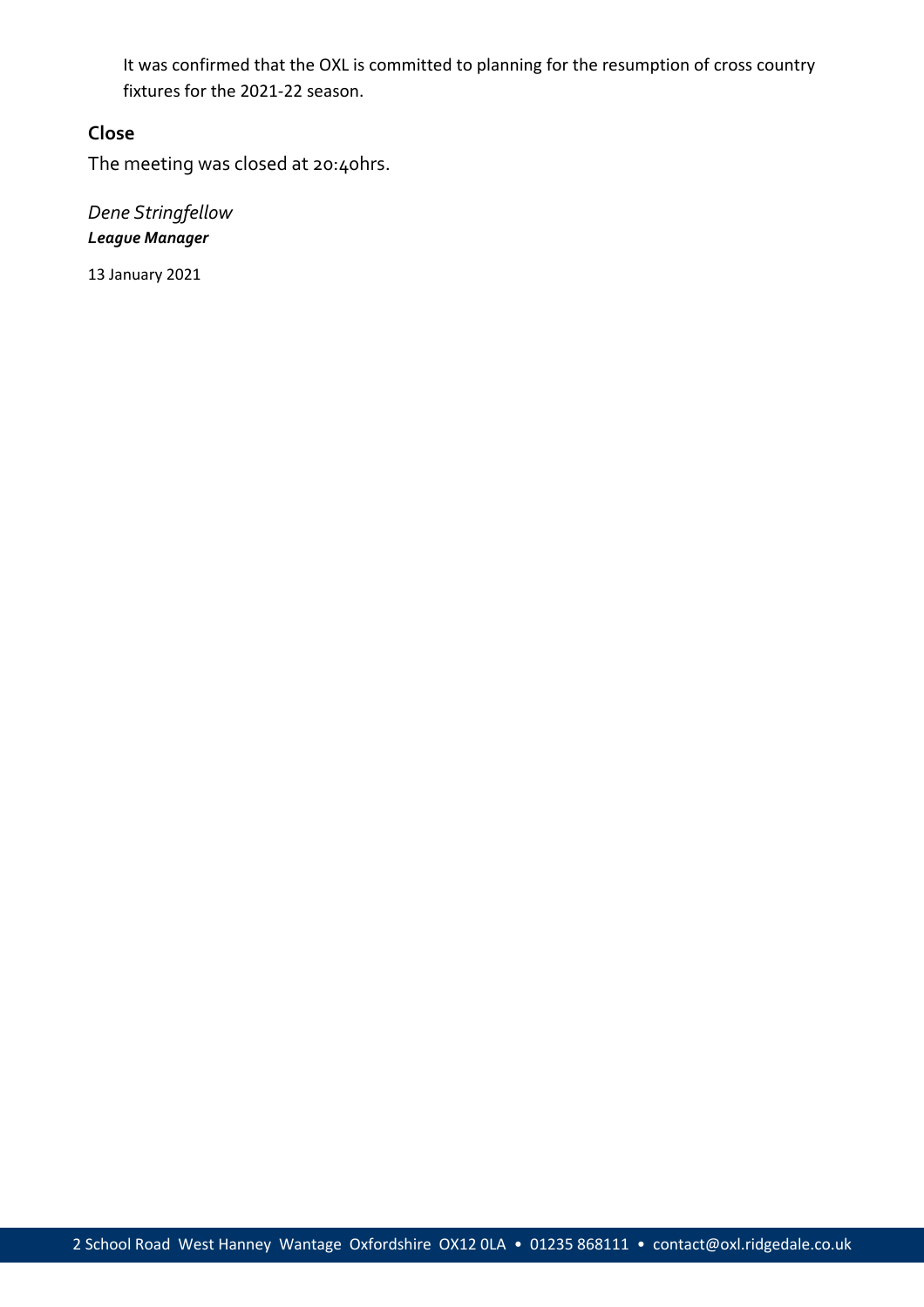It was confirmed that the OXL is committed to planning for the resumption of cross country fixtures for the 2021-22 season.

## Close

The meeting was closed at 20:40hrs.

*Dene Stringfellow*
***League Manager***

13 January 2021

2 School Road West Hanney Wantage Oxfordshire OX12 0LA • 01235 868111 • contact@oxl.ridgedale.co.uk